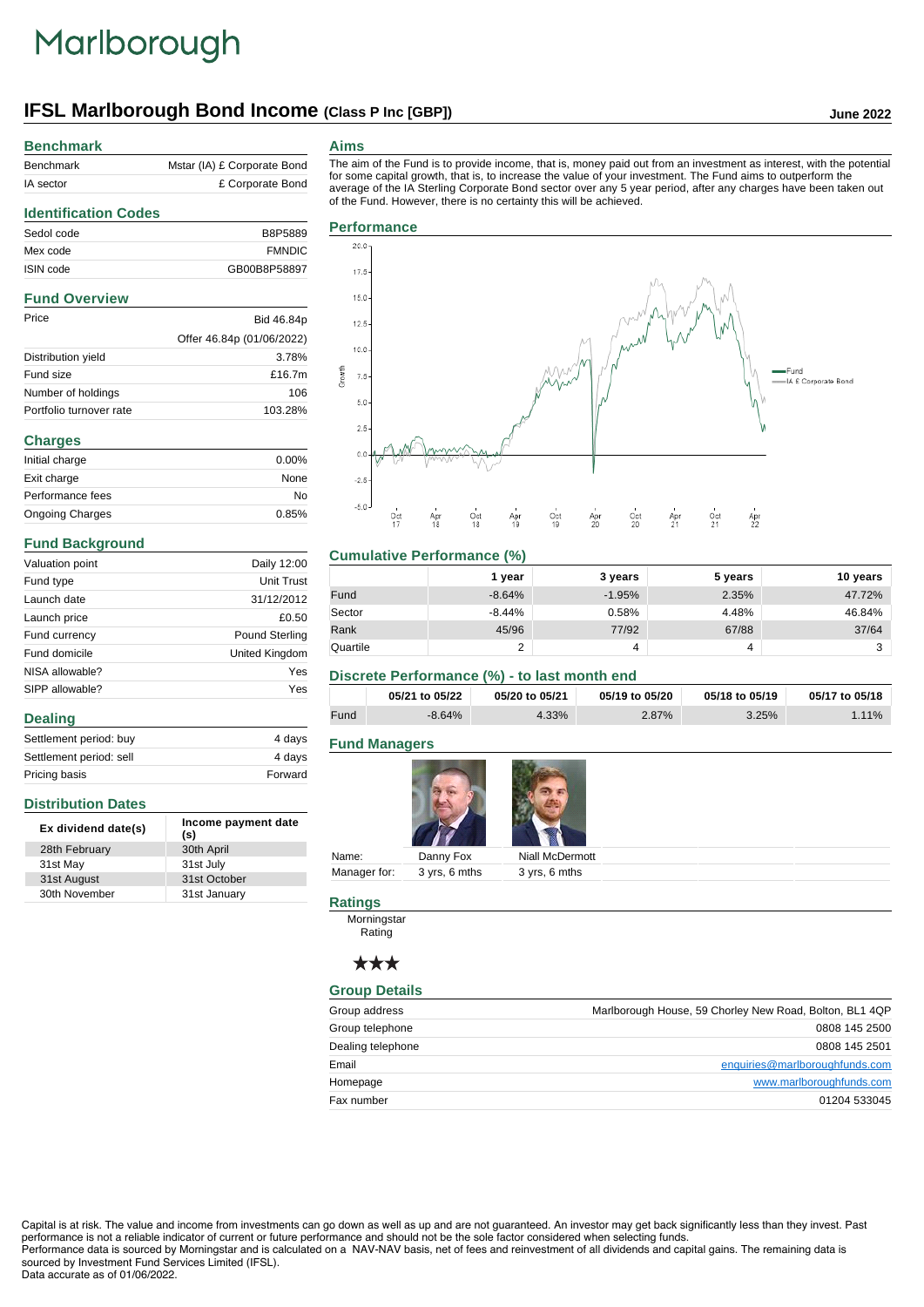Marlborough

# IFSL Marlborough Bond Income (Class P Inc [GBP])

June 2022

## Benchmark

| | |
|---|---|
| Benchmark | Mstar (IA) £ Corporate Bond |
| IA sector | £ Corporate Bond |

## Identification Codes

| | |
|---|---|
| Sedol code | B8P5889 |
| Mex code | FMNDIC |
| ISIN code | GB00B8P58897 |

## Fund Overview

| | |
|---|---|
| Price | Bid 46.84p |
| | Offer 46.84p (01/06/2022) |
| Distribution yield | 3.78% |
| Fund size | £16.7m |
| Number of holdings | 106 |
| Portfolio turnover rate | 103.28% |

## Charges

| | |
|---|---|
| Initial charge | 0.00% |
| Exit charge | None |
| Performance fees | No |
| Ongoing Charges | 0.85% |

## Fund Background

| | |
|---|---|
| Valuation point | Daily 12:00 |
| Fund type | Unit Trust |
| Launch date | 31/12/2012 |
| Launch price | £0.50 |
| Fund currency | Pound Sterling |
| Fund domicile | United Kingdom |
| NISA allowable? | Yes |
| SIPP allowable? | Yes |

## Dealing

| | |
|---|---|
| Settlement period: buy | 4 days |
| Settlement period: sell | 4 days |
| Pricing basis | Forward |

## Distribution Dates

| Ex dividend date(s) | Income payment date (s) |
|---|---|
| 28th February | 30th April |
| 31st May | 31st July |
| 31st August | 31st October |
| 30th November | 31st January |

## Aims

The aim of the Fund is to provide income, that is, money paid out from an investment as interest, with the potential for some capital growth, that is, to increase the value of your investment. The Fund aims to outperform the average of the IA Sterling Corporate Bond sector over any 5 year period, after any charges have been taken out of the Fund. However, there is no certainty this will be achieved.

## Performance

## Cumulative Performance (%)

| | 1 year | 3 years | 5 years | 10 years |
|---|---|---|---|---|
| Fund | -8.64% | -1.95% | 2.35% | 47.72% |
| Sector | -8.44% | 0.58% | 4.48% | 46.84% |
| Rank | 45/96 | 77/92 | 67/88 | 37/64 |
| Quartile | 2 | 4 | 4 | 3 |

## Discrete Performance (%) - to last month end

| | 05/21 to 05/22 | 05/20 to 05/21 | 05/19 to 05/20 | 05/18 to 05/19 | 05/17 to 05/18 |
|---|---|---|---|---|---|
| Fund | -8.64% | 4.33% | 2.87% | 3.25% | 1.11% |

## Fund Managers

| | | |
|---|---|---|
| Name: | Danny Fox | Niall McDermott |
| Manager for: | 3 yrs, 6 mths | 3 yrs, 6 mths |

## Ratings

Morningstar Rating

★★★

## Group Details

| | |
|---|---|
| Group address | Marlborough House, 59 Chorley New Road, Bolton, BL1 4QP |
| Group telephone | 0808 145 2500 |
| Dealing telephone | 0808 145 2501 |
| Email | enquiries@marlboroughfunds.com |
| Homepage | www.marlboroughfunds.com |
| Fax number | 01204 533045 |

Capital is at risk. The value and income from investments can go down as well as up and are not guaranteed. An investor may get back significantly less than they invest. Past performance is not a reliable indicator of current or future performance and should not be the sole factor considered when selecting funds.
Performance data is sourced by Morningstar and is calculated on a NAV-NAV basis, net of fees and reinvestment of all dividends and capital gains. The remaining data is sourced by Investment Fund Services Limited (IFSL).
Data accurate as of 01/06/2022.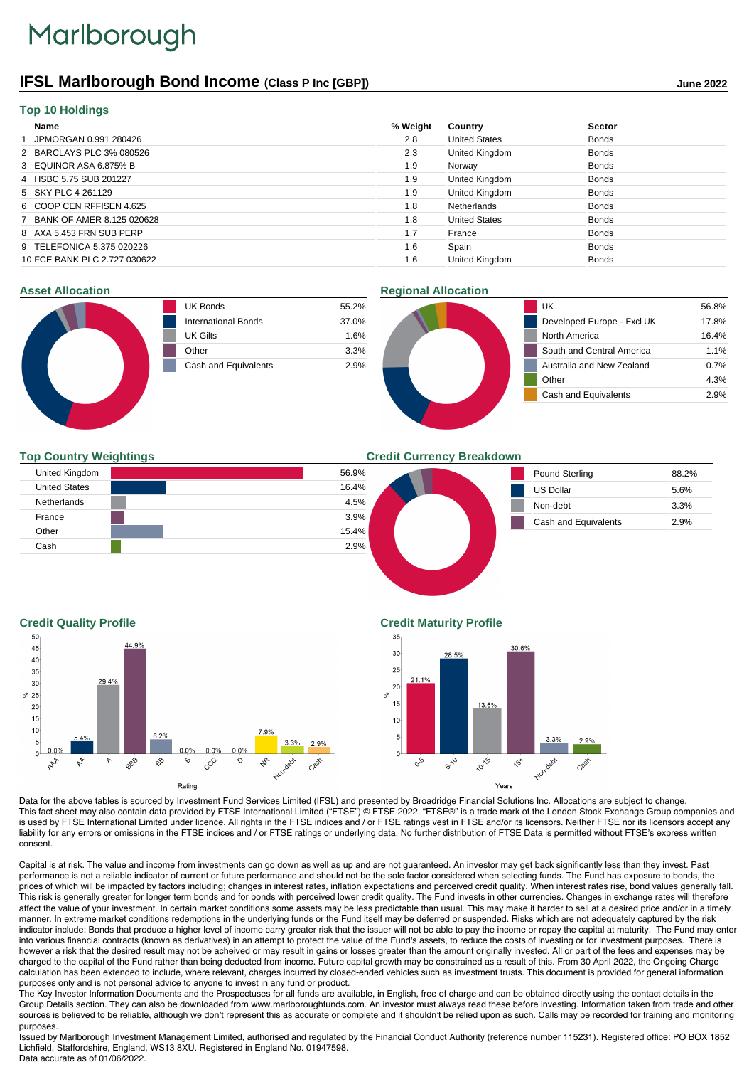Marlborough

# IFSL Marlborough Bond Income (Class P Inc [GBP])

June 2022

## Top 10 Holdings

| | Name | % Weight | Country | Sector |
|---|---|---|---|---|
| 1 | JPMORGAN 0.991 280426 | 2.8 | United States | Bonds |
| 2 | BARCLAYS PLC 3% 080526 | 2.3 | United Kingdom | Bonds |
| 3 | EQUINOR ASA 6.875% B | 1.9 | Norway | Bonds |
| 4 | HSBC 5.75 SUB 201227 | 1.9 | United Kingdom | Bonds |
| 5 | SKY PLC 4 261129 | 1.9 | United Kingdom | Bonds |
| 6 | COOP CEN RFFISEN 4.625 | 1.8 | Netherlands | Bonds |
| 7 | BANK OF AMER 8.125 020628 | 1.8 | United States | Bonds |
| 8 | AXA 5.453 FRN SUB PERP | 1.7 | France | Bonds |
| 9 | TELEFONICA 5.375 020226 | 1.6 | Spain | Bonds |
| 10 | FCE BANK PLC 2.727 030622 | 1.6 | United Kingdom | Bonds |

## Asset Allocation

| | |
|---|---|
| UK Bonds | 55.2% |
| International Bonds | 37.0% |
| UK Gilts | 1.6% |
| Other | 3.3% |
| Cash and Equivalents | 2.9% |

## Regional Allocation

| | |
|---|---|
| UK | 56.8% |
| Developed Europe - Excl UK | 17.8% |
| North America | 16.4% |
| South and Central America | 1.1% |
| Australia and New Zealand | 0.7% |
| Other | 4.3% |
| Cash and Equivalents | 2.9% |

## Top Country Weightings

| | |
|---|---|
| United Kingdom | 56.9% |
| United States | 16.4% |
| Netherlands | 4.5% |
| France | 3.9% |
| Other | 15.4% |
| Cash | 2.9% |

## Credit Currency Breakdown

| | |
|---|---|
| Pound Sterling | 88.2% |
| US Dollar | 5.6% |
| Non-debt | 3.3% |
| Cash and Equivalents | 2.9% |

## Credit Quality Profile

%
Rating
AAA 0.0%
AA 5.4%
A 29.4%
BBB 44.9%
BB 6.2%
B 0.0%
CCC 0.0%
D 0.0%
NR 7.9%
Non-debt 3.3%
Cash 2.9%

## Credit Maturity Profile

%
Years
0-5 21.1%
5-10 28.5%
10-15 13.6%
15+ 30.6%
Non-debt 3.3%
Cash 2.9%

Data for the above tables is sourced by Investment Fund Services Limited (IFSL) and presented by Broadridge Financial Solutions Inc. Allocations are subject to change.
This fact sheet may also contain data provided by FTSE International Limited ("FTSE") © FTSE 2022. "FTSE®" is a trade mark of the London Stock Exchange Group companies and is used by FTSE International Limited under licence. All rights in the FTSE indices and / or FTSE ratings vest in FTSE and/or its licensors. Neither FTSE nor its licensors accept any liability for any errors or omissions in the FTSE indices and / or FTSE ratings or underlying data. No further distribution of FTSE Data is permitted without FTSE's express written consent.

Capital is at risk. The value and income from investments can go down as well as up and are not guaranteed. An investor may get back significantly less than they invest. Past performance is not a reliable indicator of current or future performance and should not be the sole factor considered when selecting funds. The Fund has exposure to bonds, the prices of which will be impacted by factors including; changes in interest rates, inflation expectations and perceived credit quality. When interest rates rise, bond values generally fall. This risk is generally greater for longer term bonds and for bonds with perceived lower credit quality. The Fund invests in other currencies. Changes in exchange rates will therefore affect the value of your investment. In certain market conditions some assets may be less predictable than usual. This may make it harder to sell at a desired price and/or in a timely manner. In extreme market conditions redemptions in the underlying funds or the Fund itself may be deferred or suspended. Risks which are not adequately captured by the risk indicator include: Bonds that produce a higher level of income carry greater risk that the issuer will not be able to pay the income or repay the capital at maturity. The Fund may enter into various financial contracts (known as derivatives) in an attempt to protect the value of the Fund's assets, to reduce the costs of investing or for investment purposes. There is however a risk that the desired result may not be acheived or may result in gains or losses greater than the amount originally invested. All or part of the fees and expenses may be charged to the capital of the Fund rather than being deducted from income. Future capital growth may be constrained as a result of this. From 30 April 2022, the Ongoing Charge calculation has been extended to include, where relevant, charges incurred by closed-ended vehicles such as investment trusts. This document is provided for general information purposes only and is not personal advice to anyone to invest in any fund or product.
The Key Investor Information Documents and the Prospectuses for all funds are available, in English, free of charge and can be obtained directly using the contact details in the Group Details section. They can also be downloaded from www.marlboroughfunds.com. An investor must always read these before investing. Information taken from trade and other sources is believed to be reliable, although we don't represent this as accurate or complete and it shouldn't be relied upon as such. Calls may be recorded for training and monitoring purposes.
Issued by Marlborough Investment Management Limited, authorised and regulated by the Financial Conduct Authority (reference number 115231). Registered office: PO BOX 1852 Lichfield, Staffordshire, England, WS13 8XU. Registered in England No. 01947598.
Data accurate as of 01/06/2022.